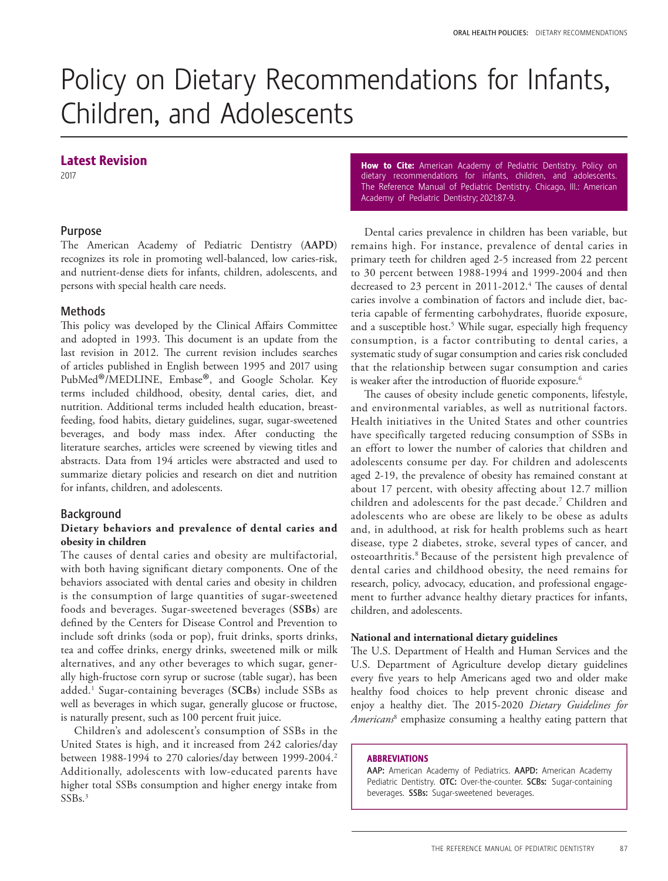# Policy on Dietary Recommendations for Infants, Children, and Adolescents

## Latest Revision

2017

**How to Cite:** American Academy of Pediatric Dentistry. Policy on dietary recommendations for infants, children, and adolescents. The Reference Manual of Pediatric Dentistry. Chicago, Ill.: American Academy of Pediatric Dentistry; 2021:87-9.

## Purpose

The American Academy of Pediatric Dentistry (**AAPD**) recognizes its role in promoting well-balanced, low caries-risk, and nutrient-dense diets for infants, children, adolescents, and persons with special health care needs.

## Methods

This policy was developed by the Clinical Affairs Committee and adopted in 1993. This document is an update from the last revision in 2012. The current revision includes searches of articles published in English between 1995 and 2017 using PubMed®/MEDLINE, Embase®, and Google Scholar. Key terms included childhood, obesity, dental caries, diet, and nutrition. Additional terms included health education, breastfeeding, food habits, dietary guidelines, sugar, sugar-sweetened beverages, and body mass index. After conducting the literature searches, articles were screened by viewing titles and abstracts. Data from 194 articles were abstracted and used to summarize dietary policies and research on diet and nutrition for infants, children, and adolescents.

## Background

### Dietary behaviors and prevalence of dental caries and obesity in children

The causes of dental caries and obesity are multifactorial, with both having significant dietary components. One of the behaviors associated with dental caries and obesity in children is the consumption of large quantities of sugar-sweetened foods and beverages. Sugar-sweetened beverages (**SSBs**) are defined by the Centers for Disease Control and Prevention to include soft drinks (soda or pop), fruit drinks, sports drinks, tea and coffee drinks, energy drinks, sweetened milk or milk alternatives, and any other beverages to which sugar, generally high-fructose corn syrup or sucrose (table sugar), has been added.[1] Sugar-containing beverages (**SCBs**) include SSBs as well as beverages in which sugar, generally glucose or fructose, is naturally present, such as 100 percent fruit juice.

Children's and adolescent's consumption of SSBs in the United States is high, and it increased from 242 calories/day between 1988-1994 to 270 calories/day between 1999-2004.[2] Additionally, adolescents with low-educated parents have higher total SSBs consumption and higher energy intake from SSBs.[3]

Dental caries prevalence in children has been variable, but remains high. For instance, prevalence of dental caries in primary teeth for children aged 2-5 increased from 22 percent to 30 percent between 1988-1994 and 1999-2004 and then decreased to 23 percent in 2011-2012.[4] The causes of dental caries involve a combination of factors and include diet, bacteria capable of fermenting carbohydrates, fluoride exposure, and a susceptible host.[5] While sugar, especially high frequency consumption, is a factor contributing to dental caries, a systematic study of sugar consumption and caries risk concluded that the relationship between sugar consumption and caries is weaker after the introduction of fluoride exposure.[6]

The causes of obesity include genetic components, lifestyle, and environmental variables, as well as nutritional factors. Health initiatives in the United States and other countries have specifically targeted reducing consumption of SSBs in an effort to lower the number of calories that children and adolescents consume per day. For children and adolescents aged 2-19, the prevalence of obesity has remained constant at about 17 percent, with obesity affecting about 12.7 million children and adolescents for the past decade.[7] Children and adolescents who are obese are likely to be obese as adults and, in adulthood, at risk for health problems such as heart disease, type 2 diabetes, stroke, several types of cancer, and osteoarthritis.[8] Because of the persistent high prevalence of dental caries and childhood obesity, the need remains for research, policy, advocacy, education, and professional engagement to further advance healthy dietary practices for infants, children, and adolescents.

### National and international dietary guidelines

The U.S. Department of Health and Human Services and the U.S. Department of Agriculture develop dietary guidelines every five years to help Americans aged two and older make healthy food choices to help prevent chronic disease and enjoy a healthy diet. The 2015-2020 *Dietary Guidelines for Americans*[8] emphasize consuming a healthy eating pattern that

**ABBREVIATIONS**

**AAP:** American Academy of Pediatrics. **AAPD:** American Academy Pediatric Dentistry. **OTC:** Over-the-counter. **SCBs:** Sugar-containing beverages. **SSBs:** Sugar-sweetened beverages.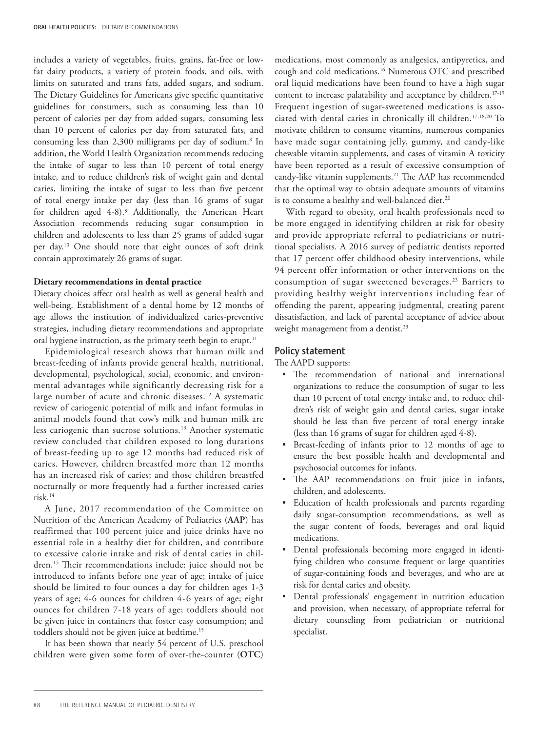includes a variety of vegetables, fruits, grains, fat-free or low-fat dairy products, a variety of protein foods, and oils, with limits on saturated and trans fats, added sugars, and sodium. The Dietary Guidelines for Americans give specific quantitative guidelines for consumers, such as consuming less than 10 percent of calories per day from added sugars, consuming less than 10 percent of calories per day from saturated fats, and consuming less than 2,300 milligrams per day of sodium.[8] In addition, the World Health Organization recommends reducing the intake of sugar to less than 10 percent of total energy intake, and to reduce children's risk of weight gain and dental caries, limiting the intake of sugar to less than five percent of total energy intake per day (less than 16 grams of sugar for children aged 4-8).[9] Additionally, the American Heart Association recommends reducing sugar consumption in children and adolescents to less than 25 grams of added sugar per day.[10] One should note that eight ounces of soft drink contain approximately 26 grams of sugar.

**Dietary recommendations in dental practice**

Dietary choices affect oral health as well as general health and well-being. Establishment of a dental home by 12 months of age allows the institution of individualized caries-preventive strategies, including dietary recommendations and appropriate oral hygiene instruction, as the primary teeth begin to erupt.[11]

Epidemiological research shows that human milk and breast-feeding of infants provide general health, nutritional, developmental, psychological, social, economic, and environmental advantages while significantly decreasing risk for a large number of acute and chronic diseases.[12] A systematic review of cariogenic potential of milk and infant formulas in animal models found that cow's milk and human milk are less cariogenic than sucrose solutions.[13] Another systematic review concluded that children exposed to long durations of breast-feeding up to age 12 months had reduced risk of caries. However, children breastfed more than 12 months has an increased risk of caries; and those children breastfed nocturnally or more frequently had a further increased caries risk.[14]

A June, 2017 recommendation of the Committee on Nutrition of the American Academy of Pediatrics (**AAP**) has reaffirmed that 100 percent juice and juice drinks have no essential role in a healthy diet for children, and contribute to excessive calorie intake and risk of dental caries in children.[15] Their recommendations include: juice should not be introduced to infants before one year of age; intake of juice should be limited to four ounces a day for children ages 1-3 years of age; 4-6 ounces for children 4-6 years of age; eight ounces for children 7-18 years of age; toddlers should not be given juice in containers that foster easy consumption; and toddlers should not be given juice at bedtime.[15]

It has been shown that nearly 54 percent of U.S. preschool children were given some form of over-the-counter (**OTC**) medications, most commonly as analgesics, antipyretics, and cough and cold medications.[16] Numerous OTC and prescribed oral liquid medications have been found to have a high sugar content to increase palatability and acceptance by children.[17-19] Frequent ingestion of sugar-sweetened medications is associated with dental caries in chronically ill children.[17,18,20] To motivate children to consume vitamins, numerous companies have made sugar containing jelly, gummy, and candy-like chewable vitamin supplements, and cases of vitamin A toxicity have been reported as a result of excessive consumption of candy-like vitamin supplements.[21] The AAP has recommended that the optimal way to obtain adequate amounts of vitamins is to consume a healthy and well-balanced diet.[22]

With regard to obesity, oral health professionals need to be more engaged in identifying children at risk for obesity and provide appropriate referral to pediatricians or nutritional specialists. A 2016 survey of pediatric dentists reported that 17 percent offer childhood obesity interventions, while 94 percent offer information or other interventions on the consumption of sugar sweetened beverages.[23] Barriers to providing healthy weight interventions including fear of offending the parent, appearing judgmental, creating parent dissatisfaction, and lack of parental acceptance of advice about weight management from a dentist.[23]

## Policy statement

The AAPD supports:

- The recommendation of national and international organizations to reduce the consumption of sugar to less than 10 percent of total energy intake and, to reduce children's risk of weight gain and dental caries, sugar intake should be less than five percent of total energy intake (less than 16 grams of sugar for children aged 4-8).
- Breast-feeding of infants prior to 12 months of age to ensure the best possible health and developmental and psychosocial outcomes for infants.
- The AAP recommendations on fruit juice in infants, children, and adolescents.
- Education of health professionals and parents regarding daily sugar-consumption recommendations, as well as the sugar content of foods, beverages and oral liquid medications.
- Dental professionals becoming more engaged in identifying children who consume frequent or large quantities of sugar-containing foods and beverages, and who are at risk for dental caries and obesity.
- Dental professionals' engagement in nutrition education and provision, when necessary, of appropriate referral for dietary counseling from pediatrician or nutritional specialist.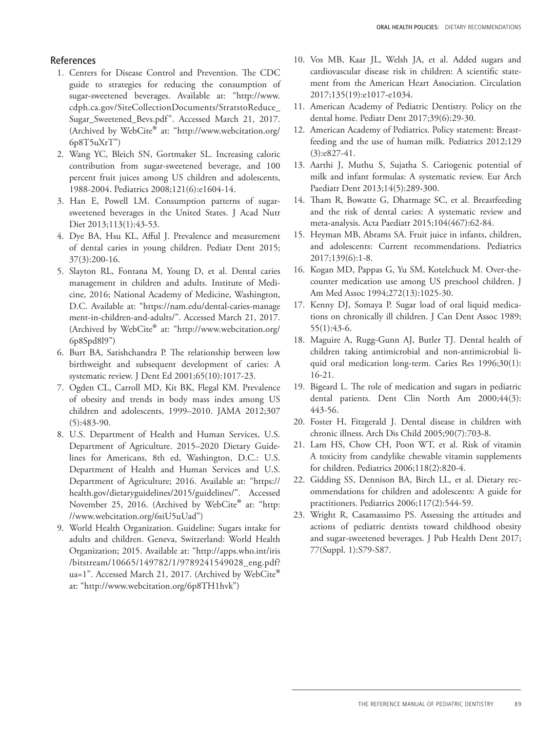## References

1. Centers for Disease Control and Prevention. The CDC guide to strategies for reducing the consumption of sugar-sweetened beverages. Available at: "http://www.cdph.ca.gov/SiteCollectionDocuments/StratstoReduce_Sugar_Sweetened_Bevs.pdf". Accessed March 21, 2017. (Archived by WebCite® at: "http://www.webcitation.org/6p8T5uXrT")
2. Wang YC, Bleich SN, Gortmaker SL. Increasing caloric contribution from sugar-sweetened beverage, and 100 percent fruit juices among US children and adolescents, 1988-2004. Pediatrics 2008;121(6):e1604-14.
3. Han E, Powell LM. Consumption patterns of sugar-sweetened beverages in the United States. J Acad Nutr Diet 2013;113(1):43-53.
4. Dye BA, Hsu KL, Afful J. Prevalence and measurement of dental caries in young children. Pediatr Dent 2015; 37(3):200-16.
5. Slayton RL, Fontana M, Young D, et al. Dental caries management in children and adults. Institute of Medicine, 2016; National Academy of Medicine, Washington, D.C. Available at: "https://nam.edu/dental-caries-management-in-children-and-adults/". Accessed March 21, 2017. (Archived by WebCite® at: "http://www.webcitation.org/6p8Spd8l9")
6. Burt BA, Satishchandra P. The relationship between low birthweight and subsequent development of caries: A systematic review. J Dent Ed 2001;65(10):1017-23.
7. Ogden CL, Carroll MD, Kit BK, Flegal KM. Prevalence of obesity and trends in body mass index among US children and adolescents, 1999–2010. JAMA 2012;307 (5):483-90.
8. U.S. Department of Health and Human Services, U.S. Department of Agriculture. 2015–2020 Dietary Guidelines for Americans, 8th ed, Washington, D.C.: U.S. Department of Health and Human Services and U.S. Department of Agriculture; 2016. Available at: "https://health.gov/dietaryguidelines/2015/guidelines/". Accessed November 25, 2016. (Archived by WebCite® at: "http://www.webcitation.org/6siU5uUad")
9. World Health Organization. Guideline: Sugars intake for adults and children. Geneva, Switzerland: World Health Organization; 2015. Available at: "http://apps.who.int/iris/bitstream/10665/149782/1/9789241549028_eng.pdf?ua=1". Accessed March 21, 2017. (Archived by WebCite® at: "http://www.webcitation.org/6p8TH1hvk")
10. Vos MB, Kaar JL, Welsh JA, et al. Added sugars and cardiovascular disease risk in children: A scientific statement from the American Heart Association. Circulation 2017;135(19):e1017-e1034.
11. American Academy of Pediatric Dentistry. Policy on the dental home. Pediatr Dent 2017;39(6):29-30.
12. American Academy of Pediatrics. Policy statement: Breastfeeding and the use of human milk. Pediatrics 2012;129 (3):e827-41.
13. Aarthi J, Muthu S, Sujatha S. Cariogenic potential of milk and infant formulas: A systematic review. Eur Arch Paediatr Dent 2013;14(5):289-300.
14. Tham R, Bowatte G, Dharmage SC, et al. Breastfeeding and the risk of dental caries: A systematic review and meta-analysis. Acta Paediatr 2015;104(467):62-84.
15. Heyman MB, Abrams SA. Fruit juice in infants, children, and adolescents: Current recommendations. Pediatrics 2017;139(6):1-8.
16. Kogan MD, Pappas G, Yu SM, Kotelchuck M. Over-the-counter medication use among US preschool children. J Am Med Assoc 1994;272(13):1025-30.
17. Kenny DJ, Somaya P. Sugar load of oral liquid medications on chronically ill children. J Can Dent Assoc 1989; 55(1):43-6.
18. Maguire A, Rugg-Gunn AJ, Butler TJ. Dental health of children taking antimicrobial and non-antimicrobial liquid oral medication long-term. Caries Res 1996;30(1): 16-21.
19. Bigeard L. The role of medication and sugars in pediatric dental patients. Dent Clin North Am 2000;44(3): 443-56.
20. Foster H, Fitzgerald J. Dental disease in children with chronic illness. Arch Dis Child 2005;90(7):703-8.
21. Lam HS, Chow CH, Poon WT, et al. Risk of vitamin A toxicity from candylike chewable vitamin supplements for children. Pediatrics 2006;118(2):820-4.
22. Gidding SS, Dennison BA, Birch LL, et al. Dietary recommendations for children and adolescents: A guide for practitioners. Pediatrics 2006;117(2):544-59.
23. Wright R, Casamassimo PS. Assessing the attitudes and actions of pediatric dentists toward childhood obesity and sugar-sweetened beverages. J Pub Health Dent 2017; 77(Suppl. 1):S79-S87.